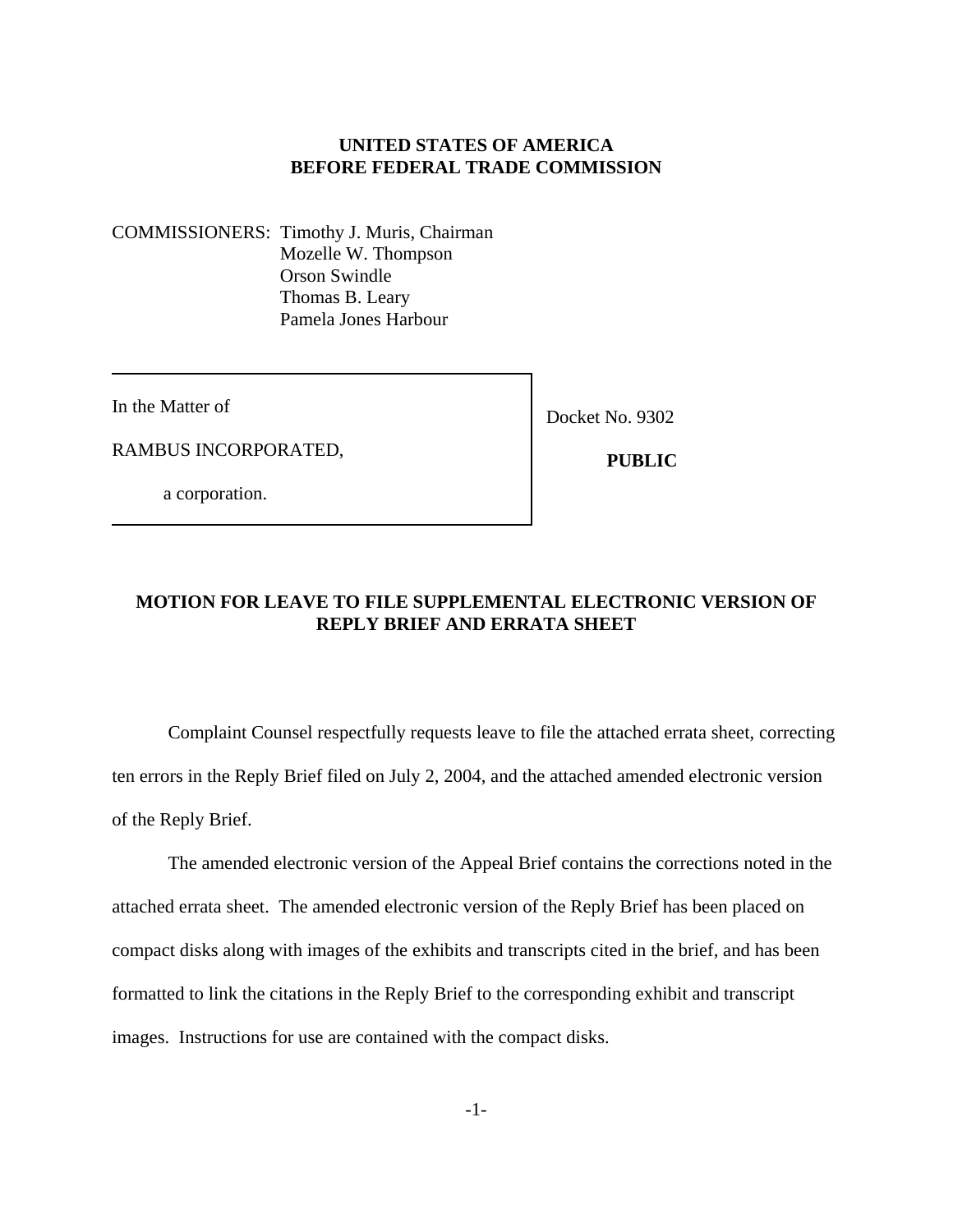**UNITED STATES OF AMERICA**
**BEFORE FEDERAL TRADE COMMISSION**

COMMISSIONERS: Timothy J. Muris, Chairman
Mozelle W. Thompson
Orson Swindle
Thomas B. Leary
Pamela Jones Harbour

| | |
|---|---|
| In the Matter of<br><br>RAMBUS INCORPORATED,<br><br>a corporation. | Docket No. 9302<br><br>**PUBLIC** |

**MOTION FOR LEAVE TO FILE SUPPLEMENTAL ELECTRONIC VERSION OF REPLY BRIEF AND ERRATA SHEET**

Complaint Counsel respectfully requests leave to file the attached errata sheet, correcting ten errors in the Reply Brief filed on July 2, 2004, and the attached amended electronic version of the Reply Brief.

The amended electronic version of the Appeal Brief contains the corrections noted in the attached errata sheet. The amended electronic version of the Reply Brief has been placed on compact disks along with images of the exhibits and transcripts cited in the brief, and has been formatted to link the citations in the Reply Brief to the corresponding exhibit and transcript images. Instructions for use are contained with the compact disks.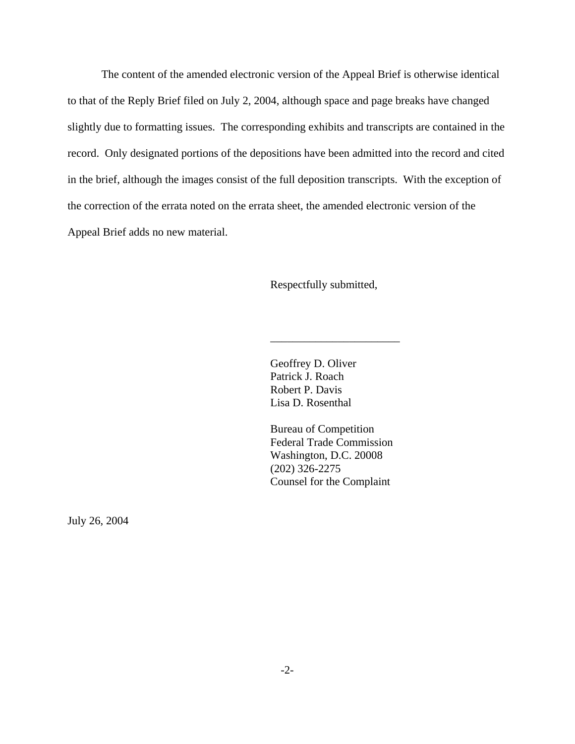The content of the amended electronic version of the Appeal Brief is otherwise identical to that of the Reply Brief filed on July 2, 2004, although space and page breaks have changed slightly due to formatting issues. The corresponding exhibits and transcripts are contained in the record. Only designated portions of the depositions have been admitted into the record and cited in the brief, although the images consist of the full deposition transcripts. With the exception of the correction of the errata noted on the errata sheet, the amended electronic version of the Appeal Brief adds no new material.

Respectfully submitted,

_______________________

Geoffrey D. Oliver
Patrick J. Roach
Robert P. Davis
Lisa D. Rosenthal

Bureau of Competition
Federal Trade Commission
Washington, D.C. 20008
(202) 326-2275
Counsel for the Complaint

July 26, 2004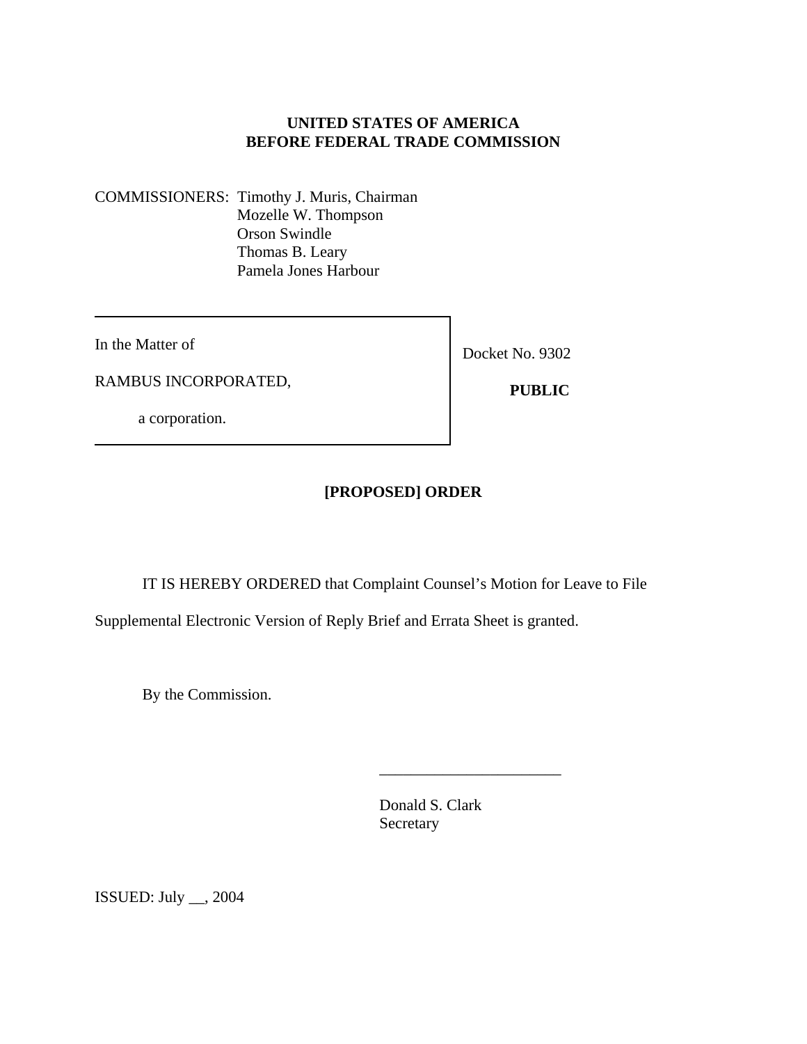**UNITED STATES OF AMERICA**
**BEFORE FEDERAL TRADE COMMISSION**

COMMISSIONERS: Timothy J. Muris, Chairman
Mozelle W. Thompson
Orson Swindle
Thomas B. Leary
Pamela Jones Harbour

| In the Matter of<br><br>RAMBUS INCORPORATED,<br><br>a corporation. | Docket No. 9302<br><br>**PUBLIC** |
| --- | --- |

## [PROPOSED] ORDER

IT IS HEREBY ORDERED that Complaint Counsel's Motion for Leave to File Supplemental Electronic Version of Reply Brief and Errata Sheet is granted.

By the Commission.

_______________________

Donald S. Clark
Secretary

ISSUED: July __, 2004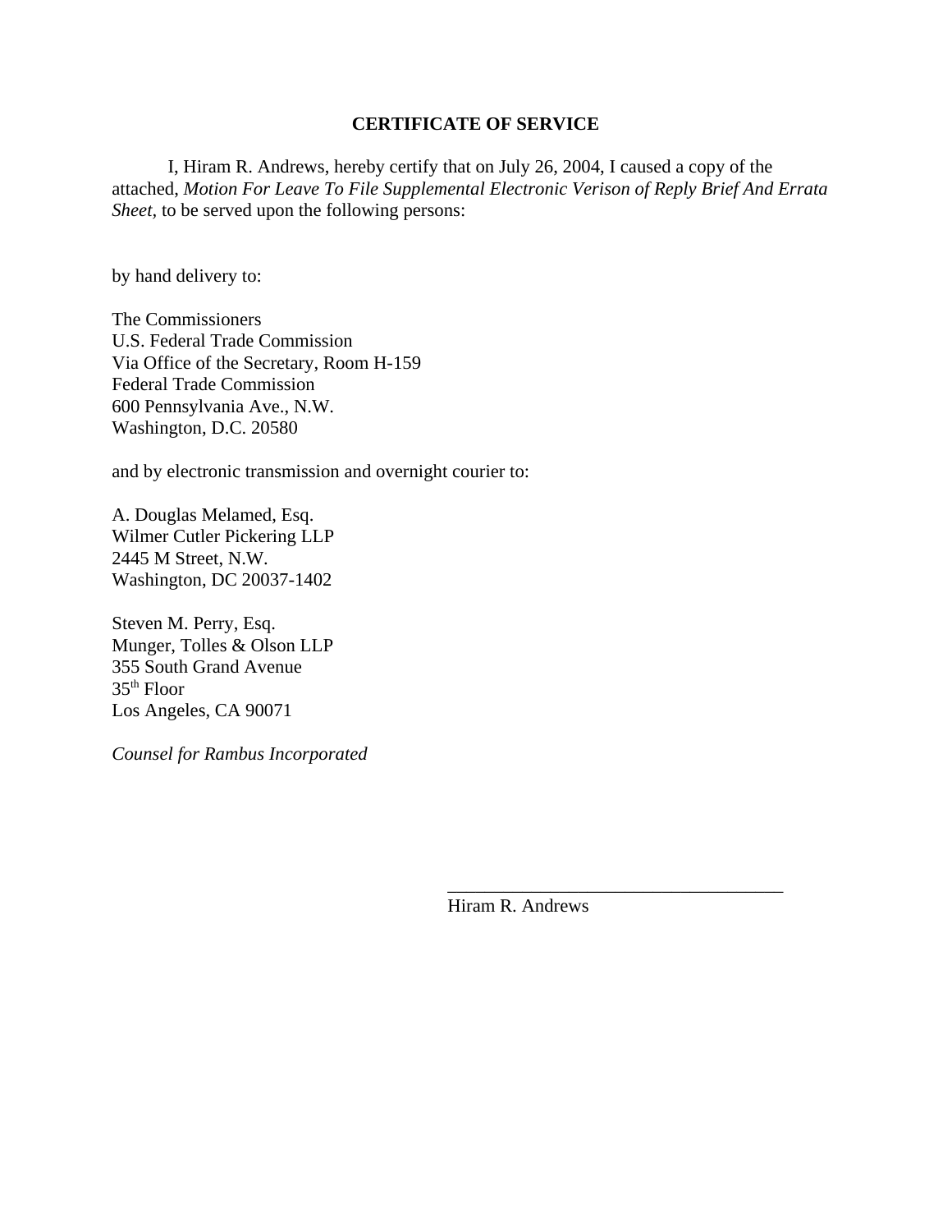**CERTIFICATE OF SERVICE**

I, Hiram R. Andrews, hereby certify that on July 26, 2004, I caused a copy of the attached, *Motion For Leave To File Supplemental Electronic Verison of Reply Brief And Errata Sheet*, to be served upon the following persons:

by hand delivery to:

The Commissioners
U.S. Federal Trade Commission
Via Office of the Secretary, Room H-159
Federal Trade Commission
600 Pennsylvania Ave., N.W.
Washington, D.C. 20580

and by electronic transmission and overnight courier to:

A. Douglas Melamed, Esq.
Wilmer Cutler Pickering LLP
2445 M Street, N.W.
Washington, DC 20037-1402

Steven M. Perry, Esq.
Munger, Tolles & Olson LLP
355 South Grand Avenue
35th Floor
Los Angeles, CA 90071

*Counsel for Rambus Incorporated*

\_\_\_\_\_\_\_\_\_\_\_\_\_\_\_\_\_\_\_\_\_\_\_\_\_\_\_\_\_\_\_\_\_\_\_\_
Hiram R. Andrews